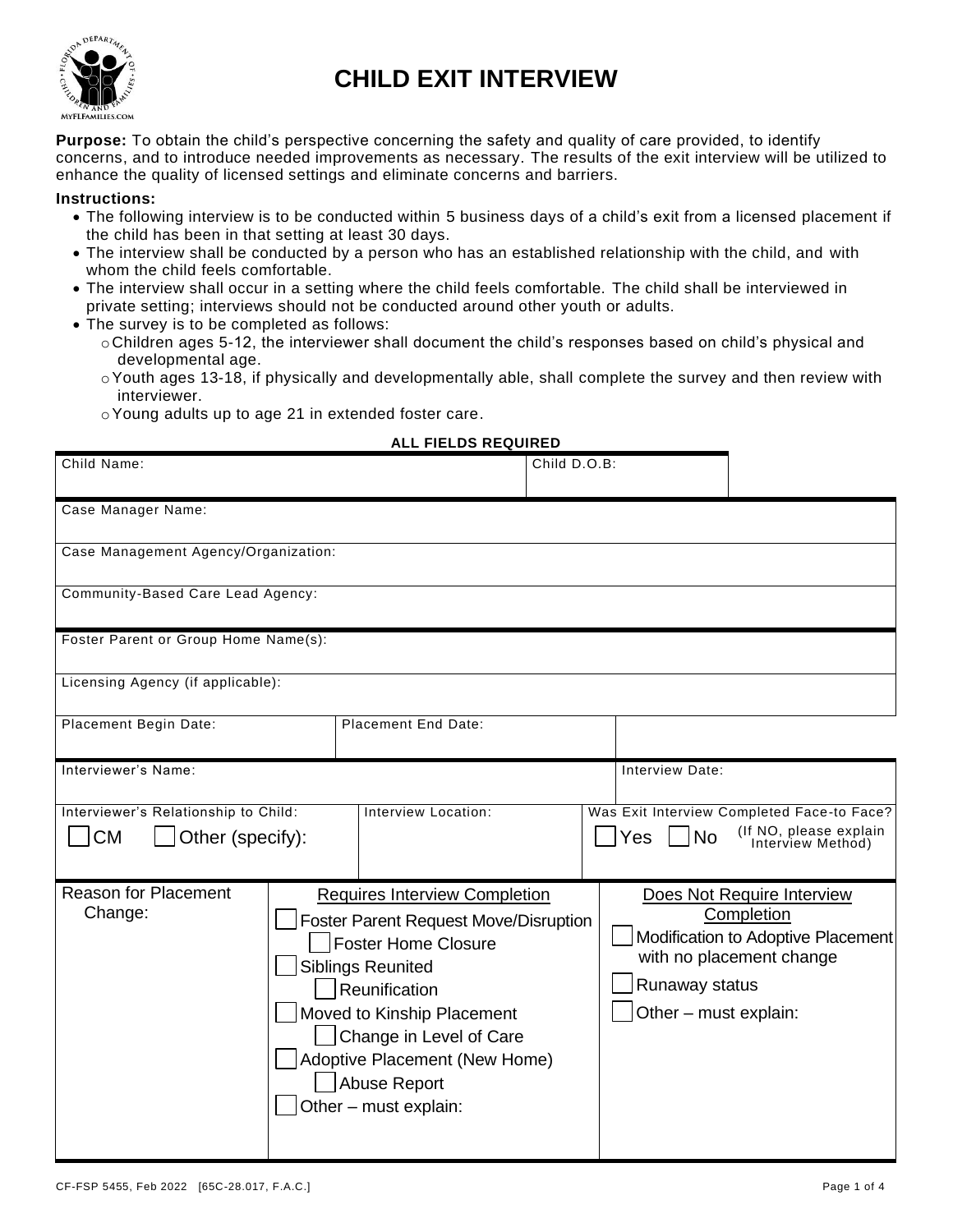# CHILD EXIT INTERVIEW

**Purpose:** To obtain the child's perspective concerning the safety and quality of care provided, to identify concerns, and to introduce needed improvements as necessary. The results of the exit interview will be utilized to enhance the quality of licensed settings and eliminate concerns and barriers.

**Instructions:**

- The following interview is to be conducted within 5 business days of a child's exit from a licensed placement if the child has been in that setting at least 30 days.
- The interview shall be conducted by a person who has an established relationship with the child, and with whom the child feels comfortable.
- The interview shall occur in a setting where the child feels comfortable. The child shall be interviewed in private setting; interviews should not be conducted around other youth or adults.
- The survey is to be completed as follows:
  - Children ages 5-12, the interviewer shall document the child's responses based on child's physical and developmental age.
  - Youth ages 13-18, if physically and developmentally able, shall complete the survey and then review with interviewer.
  - Young adults up to age 21 in extended foster care.

**ALL FIELDS REQUIRED**

| | | |
|---|---|---|
| Child Name: | Child D.O.B: | |
| Case Manager Name: | | |
| Case Management Agency/Organization: | | |
| Community-Based Care Lead Agency: | | |
| Foster Parent or Group Home Name(s): | | |
| Licensing Agency (if applicable): | | |
| Placement Begin Date: | Placement End Date: | |
| Interviewer's Name: | | Interview Date: |
| Interviewer's Relationship to Child: ☐ CM ☐ Other (specify): | Interview Location: | Was Exit Interview Completed Face-to-Face? ☐ Yes ☐ No (If NO, please explain Interview Method) |

| Reason for Placement Change: | Requires Interview Completion | Does Not Require Interview Completion |
|---|---|---|
| | ☐ Foster Parent Request Move/Disruption<br>☐ Foster Home Closure<br>☐ Siblings Reunited<br>☐ Reunification<br>☐ Moved to Kinship Placement<br>☐ Change in Level of Care<br>☐ Adoptive Placement (New Home)<br>☐ Abuse Report<br>☐ Other – must explain: | ☐ Modification to Adoptive Placement with no placement change<br>☐ Runaway status<br>☐ Other – must explain: |

CF-FSP 5455, Feb 2022 [65C-28.017, F.A.C.]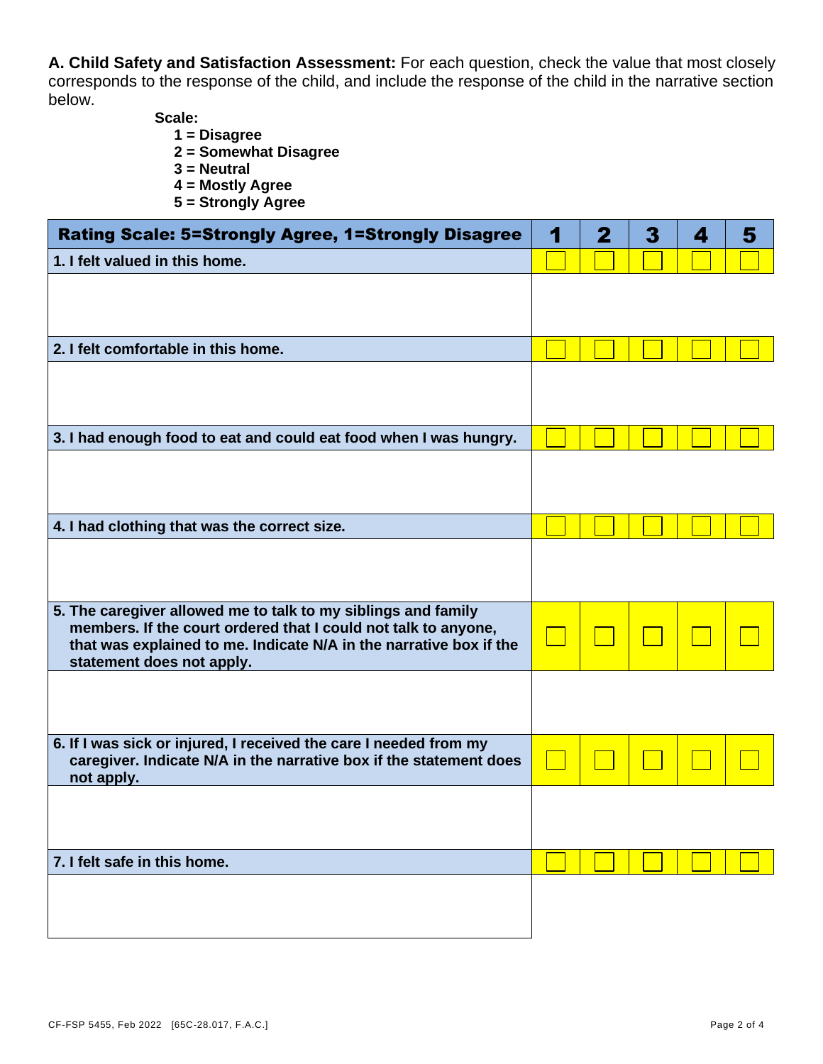**A. Child Safety and Satisfaction Assessment:** For each question, check the value that most closely corresponds to the response of the child, and include the response of the child in the narrative section below.

**Scale:**
**1 = Disagree**
**2 = Somewhat Disagree**
**3 = Neutral**
**4 = Mostly Agree**
**5 = Strongly Agree**

| Rating Scale: 5=Strongly Agree, 1=Strongly Disagree | 1 | 2 | 3 | 4 | 5 |
|---|---|---|---|---|---|
| **1. I felt valued in this home.** | ☐ | ☐ | ☐ | ☐ | ☐ |
| | | | | | |
| **2. I felt comfortable in this home.** | ☐ | ☐ | ☐ | ☐ | ☐ |
| | | | | | |
| **3. I had enough food to eat and could eat food when I was hungry.** | ☐ | ☐ | ☐ | ☐ | ☐ |
| | | | | | |
| **4. I had clothing that was the correct size.** | ☐ | ☐ | ☐ | ☐ | ☐ |
| | | | | | |
| **5. The caregiver allowed me to talk to my siblings and family members. If the court ordered that I could not talk to anyone, that was explained to me. Indicate N/A in the narrative box if the statement does not apply.** | ☐ | ☐ | ☐ | ☐ | ☐ |
| | | | | | |
| **6. If I was sick or injured, I received the care I needed from my caregiver. Indicate N/A in the narrative box if the statement does not apply.** | ☐ | ☐ | ☐ | ☐ | ☐ |
| | | | | | |
| **7. I felt safe in this home.** | ☐ | ☐ | ☐ | ☐ | ☐ |
| | | | | | |

CF-FSP 5455, Feb 2022 [65C-28.017, F.A.C.]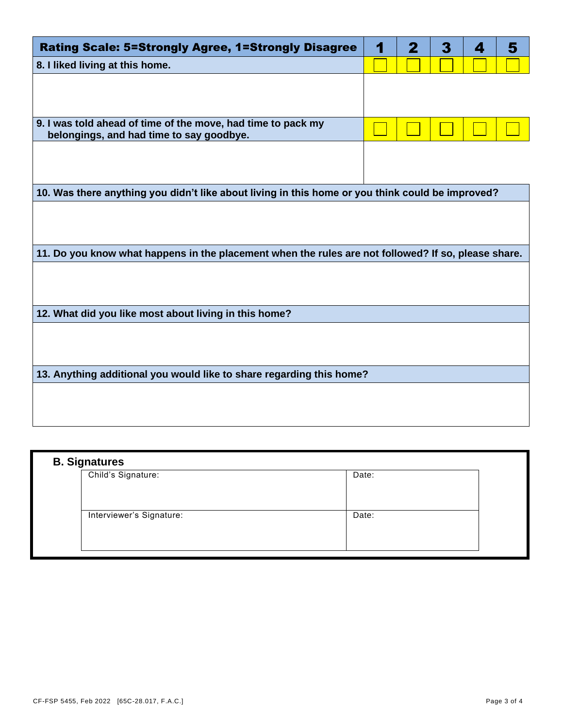| Rating Scale: 5=Strongly Agree, 1=Strongly Disagree | 1 | 2 | 3 | 4 | 5 |
|---|---|---|---|---|---|
| **8. I liked living at this home.** | ☐ | ☐ | ☐ | ☐ | ☐ |
| | | | | | |
| **9. I was told ahead of time of the move, had time to pack my belongings, and had time to say goodbye.** | ☐ | ☐ | ☐ | ☐ | ☐ |
| | | | | | |

**10. Was there anything you didn't like about living in this home or you think could be improved?**

**11. Do you know what happens in the placement when the rules are not followed? If so, please share.**

**12. What did you like most about living in this home?**

**13. Anything additional you would like to share regarding this home?**

## B. Signatures

| Child's Signature: | Date: |
|---|---|
| Interviewer's Signature: | Date: |

CF-FSP 5455, Feb 2022 [65C-28.017, F.A.C.]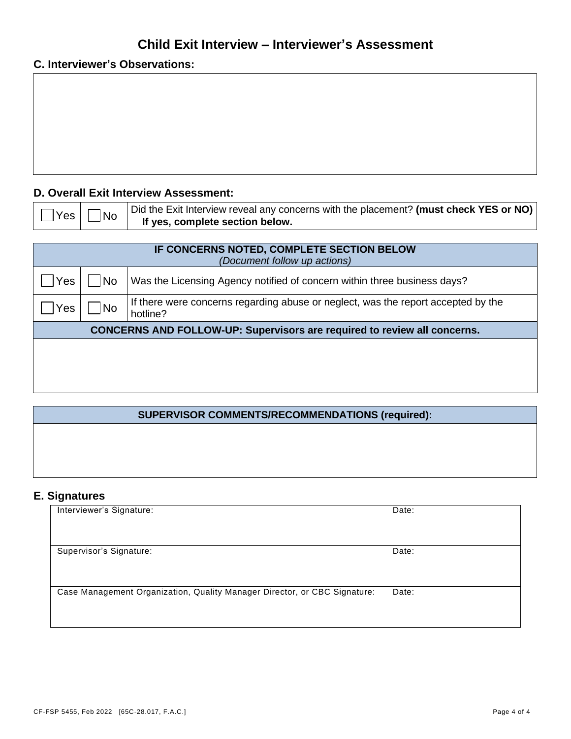# Child Exit Interview – Interviewer's Assessment

## C. Interviewer's Observations:

| |
|---|
| |

## D. Overall Exit Interview Assessment:

| | | |
|---|---|---|
| ☐ Yes | ☐ No | Did the Exit Interview reveal any concerns with the placement? **(must check YES or NO)** **If yes, complete section below.** |

| **IF CONCERNS NOTED, COMPLETE SECTION BELOW** *(Document follow up actions)* | | |
|---|---|---|
| ☐ Yes | ☐ No | Was the Licensing Agency notified of concern within three business days? |
| ☐ Yes | ☐ No | If there were concerns regarding abuse or neglect, was the report accepted by the hotline? |
| **CONCERNS AND FOLLOW-UP: Supervisors are required to review all concerns.** | | |
| | | |

| **SUPERVISOR COMMENTS/RECOMMENDATIONS (required):** |
|---|
| |

## E. Signatures

| | |
|---|---|
| Interviewer's Signature: | Date: |
| Supervisor's Signature: | Date: |
| Case Management Organization, Quality Manager Director, or CBC Signature: | Date: |

CF-FSP 5455, Feb 2022 [65C-28.017, F.A.C.]